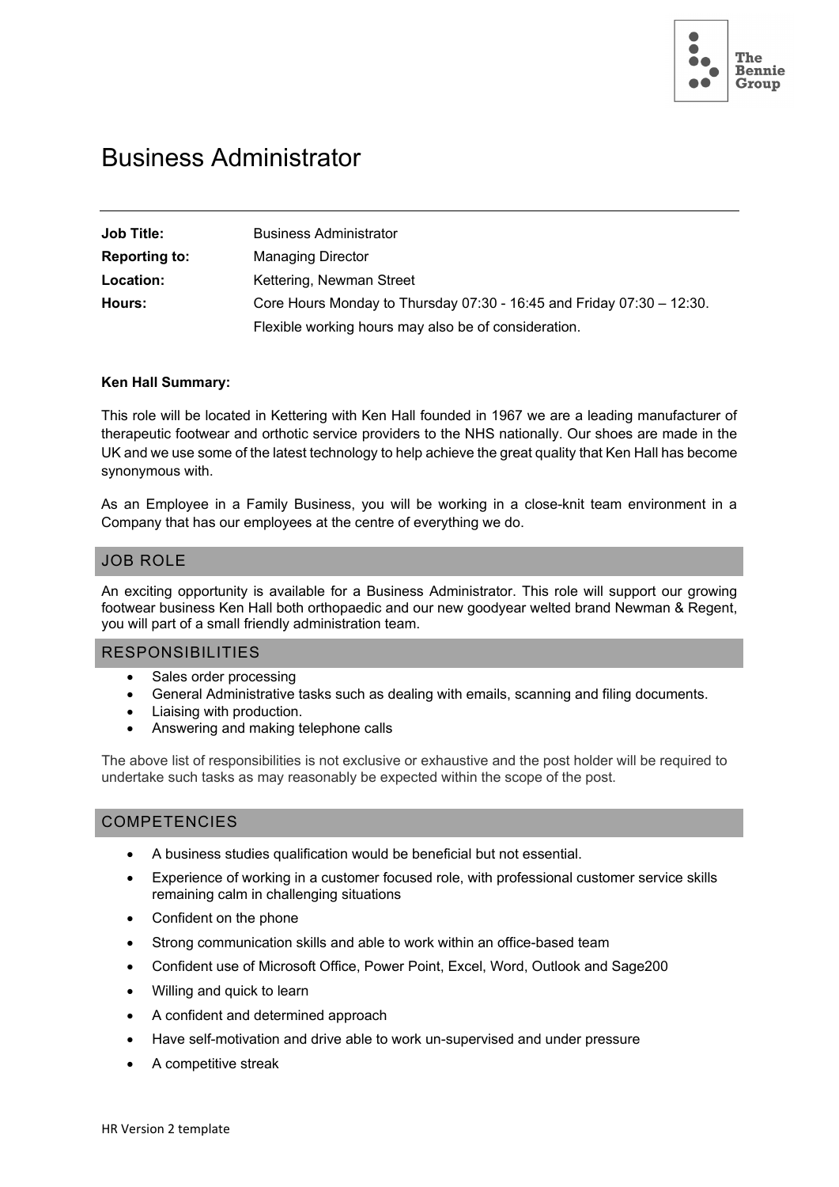The Bennie Group

# Business Administrator

| | |
|---|---|
| **Job Title:** | Business Administrator |
| **Reporting to:** | Managing Director |
| **Location:** | Kettering, Newman Street |
| **Hours:** | Core Hours Monday to Thursday 07:30 - 16:45 and Friday 07:30 – 12:30. |
| | Flexible working hours may also be of consideration. |

**Ken Hall Summary:**

This role will be located in Kettering with Ken Hall founded in 1967 we are a leading manufacturer of therapeutic footwear and orthotic service providers to the NHS nationally. Our shoes are made in the UK and we use some of the latest technology to help achieve the great quality that Ken Hall has become synonymous with.

As an Employee in a Family Business, you will be working in a close-knit team environment in a Company that has our employees at the centre of everything we do.

## JOB ROLE

An exciting opportunity is available for a Business Administrator. This role will support our growing footwear business Ken Hall both orthopaedic and our new goodyear welted brand Newman & Regent, you will part of a small friendly administration team.

## RESPONSIBILITIES

- Sales order processing
- General Administrative tasks such as dealing with emails, scanning and filing documents.
- Liaising with production.
- Answering and making telephone calls

The above list of responsibilities is not exclusive or exhaustive and the post holder will be required to undertake such tasks as may reasonably be expected within the scope of the post.

## COMPETENCIES

- A business studies qualification would be beneficial but not essential.
- Experience of working in a customer focused role, with professional customer service skills remaining calm in challenging situations
- Confident on the phone
- Strong communication skills and able to work within an office-based team
- Confident use of Microsoft Office, Power Point, Excel, Word, Outlook and Sage200
- Willing and quick to learn
- A confident and determined approach
- Have self-motivation and drive able to work un-supervised and under pressure
- A competitive streak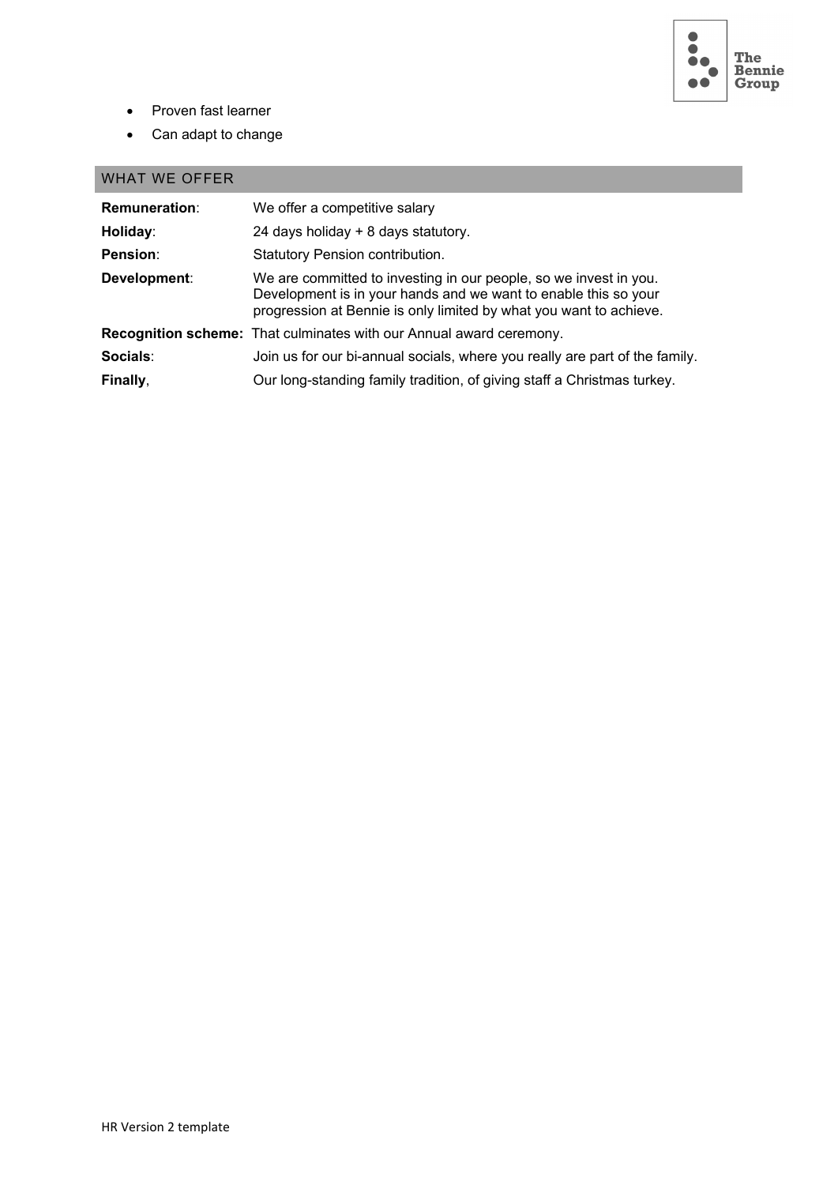- Proven fast learner
- Can adapt to change

## WHAT WE OFFER

| | |
|---|---|
| **Remuneration**: | We offer a competitive salary |
| **Holiday**: | 24 days holiday + 8 days statutory. |
| **Pension**: | Statutory Pension contribution. |
| **Development**: | We are committed to investing in our people, so we invest in you. Development is in your hands and we want to enable this so your progression at Bennie is only limited by what you want to achieve. |
| **Recognition scheme:** | That culminates with our Annual award ceremony. |
| **Socials**: | Join us for our bi-annual socials, where you really are part of the family. |
| **Finally**, | Our long-standing family tradition, of giving staff a Christmas turkey. |